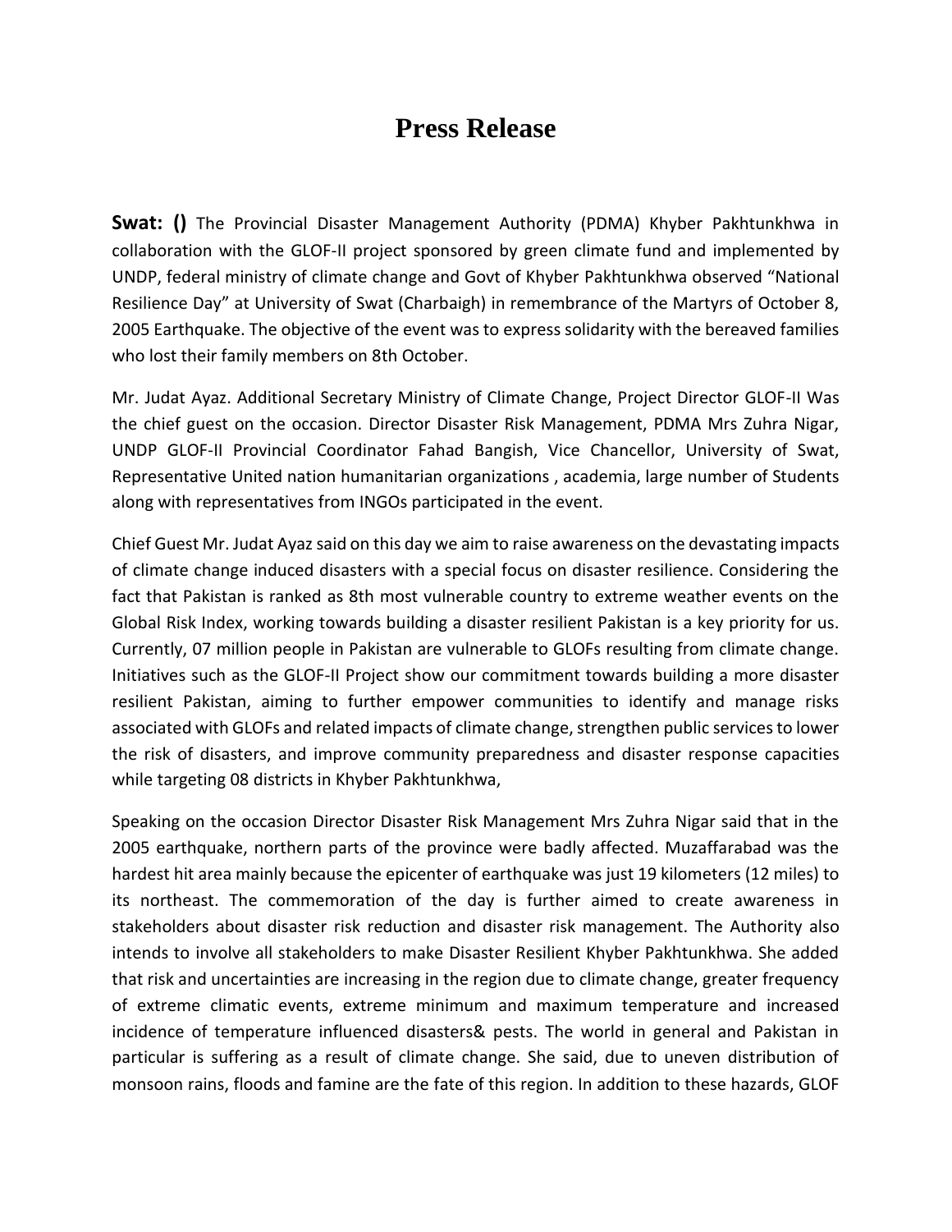# Press Release

**Swat: ()** The Provincial Disaster Management Authority (PDMA) Khyber Pakhtunkhwa in collaboration with the GLOF-II project sponsored by green climate fund and implemented by UNDP, federal ministry of climate change and Govt of Khyber Pakhtunkhwa observed "National Resilience Day" at University of Swat (Charbaigh) in remembrance of the Martyrs of October 8, 2005 Earthquake. The objective of the event was to express solidarity with the bereaved families who lost their family members on 8th October.

Mr. Judat Ayaz. Additional Secretary Ministry of Climate Change, Project Director GLOF-II Was the chief guest on the occasion. Director Disaster Risk Management, PDMA Mrs Zuhra Nigar, UNDP GLOF-II Provincial Coordinator Fahad Bangish, Vice Chancellor, University of Swat, Representative United nation humanitarian organizations , academia, large number of Students along with representatives from INGOs participated in the event.

Chief Guest Mr. Judat Ayaz said on this day we aim to raise awareness on the devastating impacts of climate change induced disasters with a special focus on disaster resilience. Considering the fact that Pakistan is ranked as 8th most vulnerable country to extreme weather events on the Global Risk Index, working towards building a disaster resilient Pakistan is a key priority for us. Currently, 07 million people in Pakistan are vulnerable to GLOFs resulting from climate change. Initiatives such as the GLOF-II Project show our commitment towards building a more disaster resilient Pakistan, aiming to further empower communities to identify and manage risks associated with GLOFs and related impacts of climate change, strengthen public services to lower the risk of disasters, and improve community preparedness and disaster response capacities while targeting 08 districts in Khyber Pakhtunkhwa,

Speaking on the occasion Director Disaster Risk Management Mrs Zuhra Nigar said that in the 2005 earthquake, northern parts of the province were badly affected. Muzaffarabad was the hardest hit area mainly because the epicenter of earthquake was just 19 kilometers (12 miles) to its northeast. The commemoration of the day is further aimed to create awareness in stakeholders about disaster risk reduction and disaster risk management. The Authority also intends to involve all stakeholders to make Disaster Resilient Khyber Pakhtunkhwa. She added that risk and uncertainties are increasing in the region due to climate change, greater frequency of extreme climatic events, extreme minimum and maximum temperature and increased incidence of temperature influenced disasters& pests. The world in general and Pakistan in particular is suffering as a result of climate change. She said, due to uneven distribution of monsoon rains, floods and famine are the fate of this region. In addition to these hazards, GLOF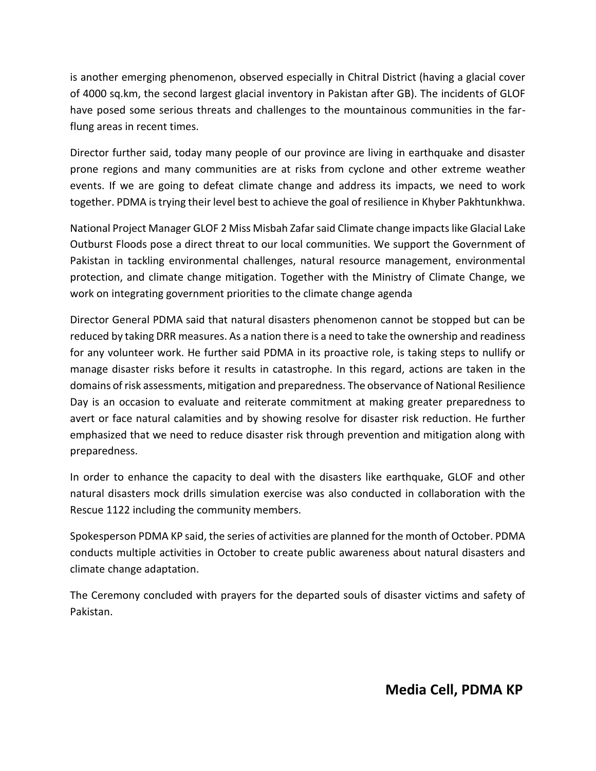is another emerging phenomenon, observed especially in Chitral District (having a glacial cover of 4000 sq.km, the second largest glacial inventory in Pakistan after GB). The incidents of GLOF have posed some serious threats and challenges to the mountainous communities in the far-flung areas in recent times.

Director further said, today many people of our province are living in earthquake and disaster prone regions and many communities are at risks from cyclone and other extreme weather events. If we are going to defeat climate change and address its impacts, we need to work together. PDMA is trying their level best to achieve the goal of resilience in Khyber Pakhtunkhwa.

National Project Manager GLOF 2 Miss Misbah Zafar said Climate change impacts like Glacial Lake Outburst Floods pose a direct threat to our local communities. We support the Government of Pakistan in tackling environmental challenges, natural resource management, environmental protection, and climate change mitigation. Together with the Ministry of Climate Change, we work on integrating government priorities to the climate change agenda

Director General PDMA said that natural disasters phenomenon cannot be stopped but can be reduced by taking DRR measures. As a nation there is a need to take the ownership and readiness for any volunteer work. He further said PDMA in its proactive role, is taking steps to nullify or manage disaster risks before it results in catastrophe. In this regard, actions are taken in the domains of risk assessments, mitigation and preparedness. The observance of National Resilience Day is an occasion to evaluate and reiterate commitment at making greater preparedness to avert or face natural calamities and by showing resolve for disaster risk reduction. He further emphasized that we need to reduce disaster risk through prevention and mitigation along with preparedness.

In order to enhance the capacity to deal with the disasters like earthquake, GLOF and other natural disasters mock drills simulation exercise was also conducted in collaboration with the Rescue 1122 including the community members.

Spokesperson PDMA KP said, the series of activities are planned for the month of October. PDMA conducts multiple activities in October to create public awareness about natural disasters and climate change adaptation.

The Ceremony concluded with prayers for the departed souls of disaster victims and safety of Pakistan.

**Media Cell, PDMA KP**